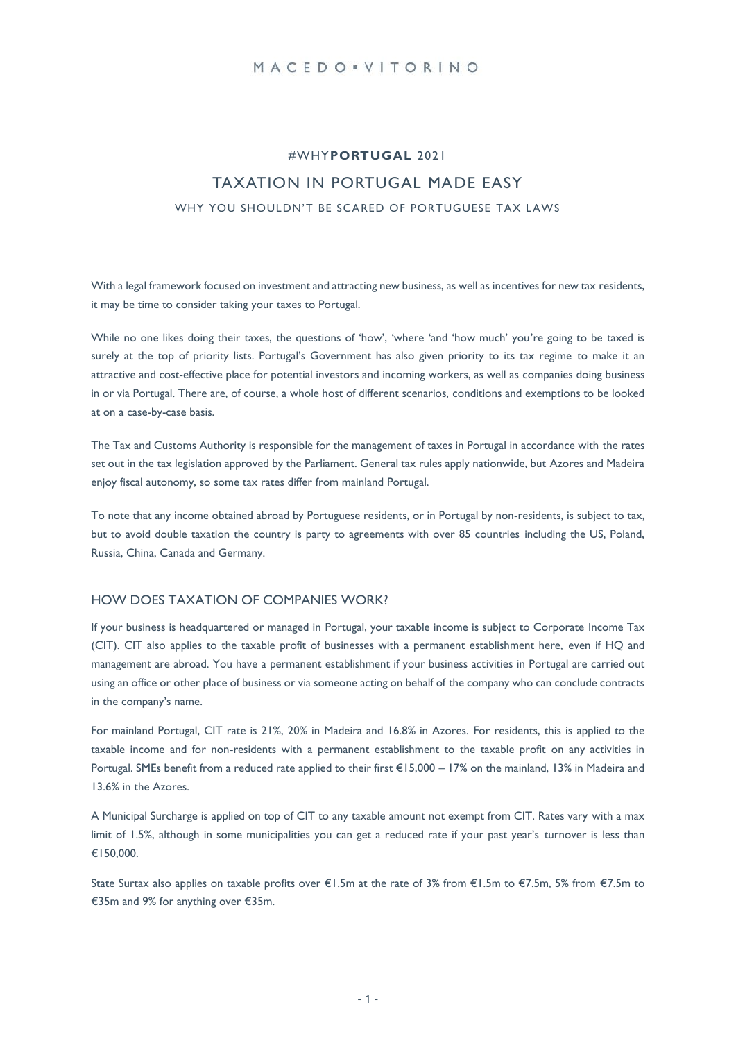MACEDO ▪ VITORINO

#WHY**PORTUGAL** 2021

# TAXATION IN PORTUGAL MADE EASY

### WHY YOU SHOULDN'T BE SCARED OF PORTUGUESE TAX LAWS

With a legal framework focused on investment and attracting new business, as well as incentives for new tax residents, it may be time to consider taking your taxes to Portugal.

While no one likes doing their taxes, the questions of 'how', 'where 'and 'how much' you're going to be taxed is surely at the top of priority lists. Portugal's Government has also given priority to its tax regime to make it an attractive and cost-effective place for potential investors and incoming workers, as well as companies doing business in or via Portugal. There are, of course, a whole host of different scenarios, conditions and exemptions to be looked at on a case-by-case basis.

The Tax and Customs Authority is responsible for the management of taxes in Portugal in accordance with the rates set out in the tax legislation approved by the Parliament. General tax rules apply nationwide, but Azores and Madeira enjoy fiscal autonomy, so some tax rates differ from mainland Portugal.

To note that any income obtained abroad by Portuguese residents, or in Portugal by non-residents, is subject to tax, but to avoid double taxation the country is party to agreements with over 85 countries including the US, Poland, Russia, China, Canada and Germany.

## HOW DOES TAXATION OF COMPANIES WORK?

If your business is headquartered or managed in Portugal, your taxable income is subject to Corporate Income Tax (CIT). CIT also applies to the taxable profit of businesses with a permanent establishment here, even if HQ and management are abroad. You have a permanent establishment if your business activities in Portugal are carried out using an office or other place of business or via someone acting on behalf of the company who can conclude contracts in the company's name.

For mainland Portugal, CIT rate is 21%, 20% in Madeira and 16.8% in Azores. For residents, this is applied to the taxable income and for non-residents with a permanent establishment to the taxable profit on any activities in Portugal. SMEs benefit from a reduced rate applied to their first €15,000 – 17% on the mainland, 13% in Madeira and 13.6% in the Azores.

A Municipal Surcharge is applied on top of CIT to any taxable amount not exempt from CIT. Rates vary with a max limit of 1.5%, although in some municipalities you can get a reduced rate if your past year's turnover is less than €150,000.

State Surtax also applies on taxable profits over €1.5m at the rate of 3% from €1.5m to €7.5m, 5% from €7.5m to €35m and 9% for anything over €35m.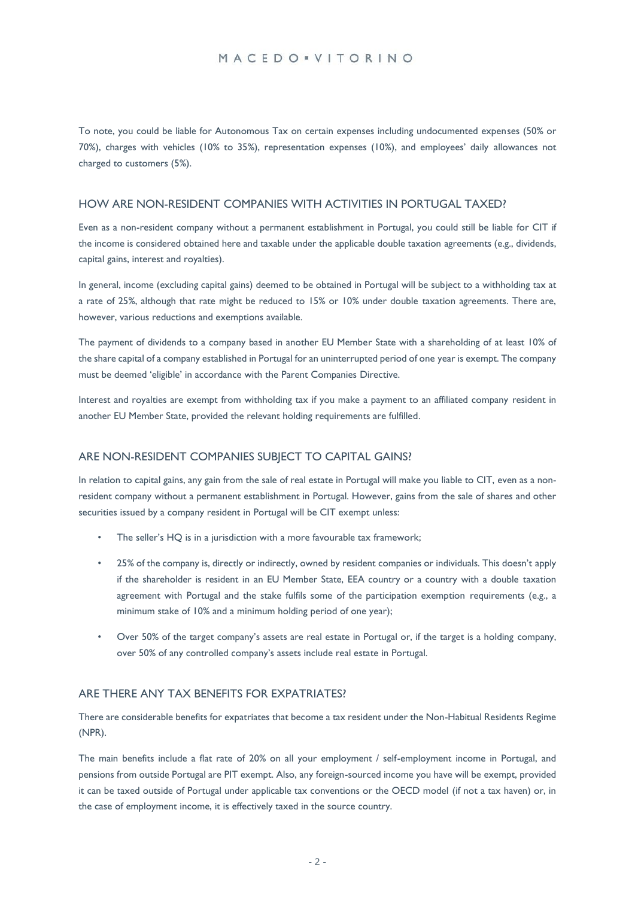To note, you could be liable for Autonomous Tax on certain expenses including undocumented expenses (50% or 70%), charges with vehicles (10% to 35%), representation expenses (10%), and employees' daily allowances not charged to customers (5%).

## HOW ARE NON-RESIDENT COMPANIES WITH ACTIVITIES IN PORTUGAL TAXED?

Even as a non-resident company without a permanent establishment in Portugal, you could still be liable for CIT if the income is considered obtained here and taxable under the applicable double taxation agreements (e.g., dividends, capital gains, interest and royalties).

In general, income (excluding capital gains) deemed to be obtained in Portugal will be subject to a withholding tax at a rate of 25%, although that rate might be reduced to 15% or 10% under double taxation agreements. There are, however, various reductions and exemptions available.

The payment of dividends to a company based in another EU Member State with a shareholding of at least 10% of the share capital of a company established in Portugal for an uninterrupted period of one year is exempt. The company must be deemed 'eligible' in accordance with the Parent Companies Directive.

Interest and royalties are exempt from withholding tax if you make a payment to an affiliated company resident in another EU Member State, provided the relevant holding requirements are fulfilled.

## ARE NON-RESIDENT COMPANIES SUBJECT TO CAPITAL GAINS?

In relation to capital gains, any gain from the sale of real estate in Portugal will make you liable to CIT, even as a non-resident company without a permanent establishment in Portugal. However, gains from the sale of shares and other securities issued by a company resident in Portugal will be CIT exempt unless:

- The seller's HQ is in a jurisdiction with a more favourable tax framework;
- 25% of the company is, directly or indirectly, owned by resident companies or individuals. This doesn't apply if the shareholder is resident in an EU Member State, EEA country or a country with a double taxation agreement with Portugal and the stake fulfils some of the participation exemption requirements (e.g., a minimum stake of 10% and a minimum holding period of one year);
- Over 50% of the target company's assets are real estate in Portugal or, if the target is a holding company, over 50% of any controlled company's assets include real estate in Portugal.

## ARE THERE ANY TAX BENEFITS FOR EXPATRIATES?

There are considerable benefits for expatriates that become a tax resident under the Non-Habitual Residents Regime (NPR).

The main benefits include a flat rate of 20% on all your employment / self-employment income in Portugal, and pensions from outside Portugal are PIT exempt. Also, any foreign-sourced income you have will be exempt, provided it can be taxed outside of Portugal under applicable tax conventions or the OECD model (if not a tax haven) or, in the case of employment income, it is effectively taxed in the source country.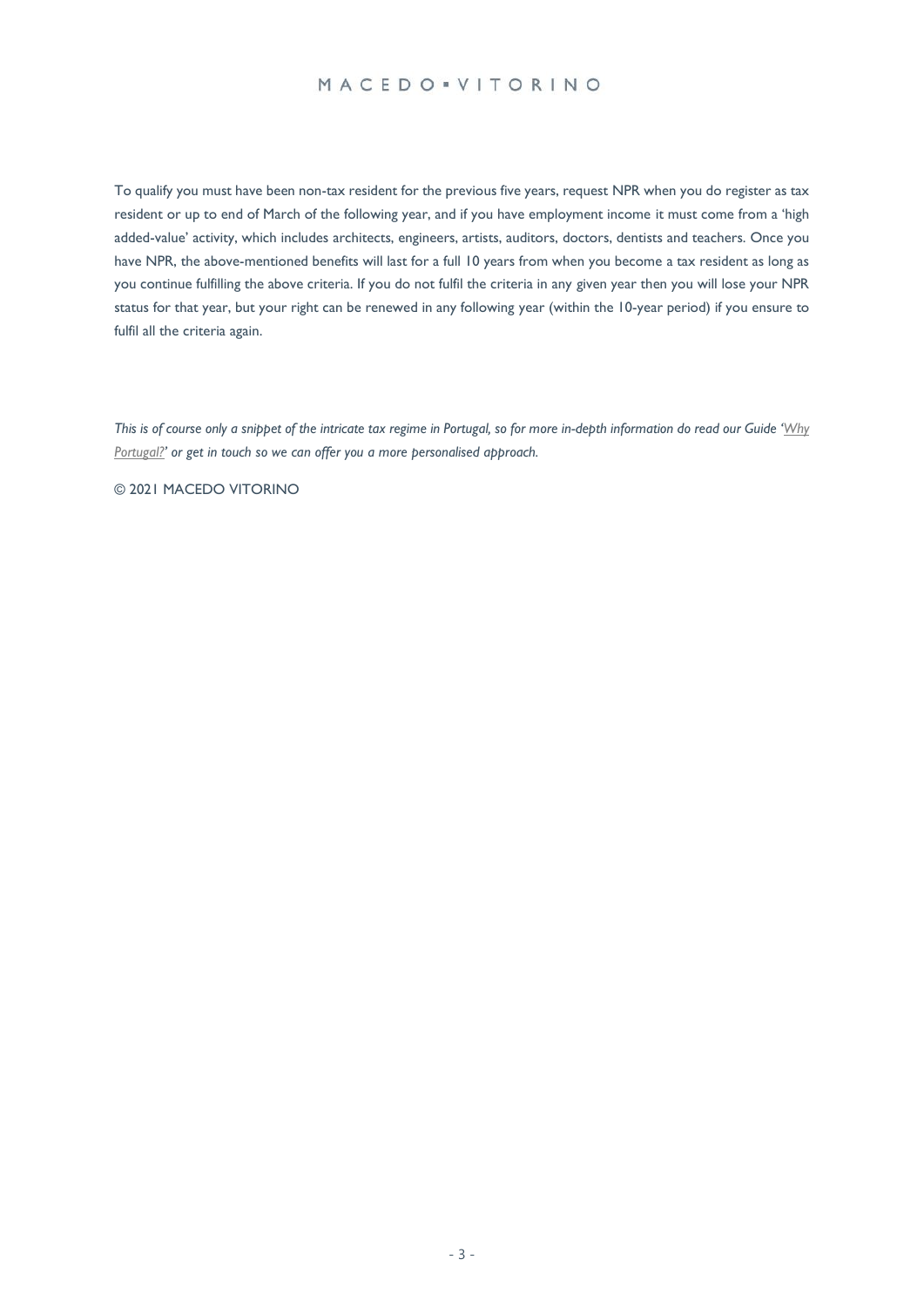To qualify you must have been non-tax resident for the previous five years, request NPR when you do register as tax resident or up to end of March of the following year, and if you have employment income it must come from a 'high added-value' activity, which includes architects, engineers, artists, auditors, doctors, dentists and teachers. Once you have NPR, the above-mentioned benefits will last for a full 10 years from when you become a tax resident as long as you continue fulfilling the above criteria. If you do not fulfil the criteria in any given year then you will lose your NPR status for that year, but your right can be renewed in any following year (within the 10-year period) if you ensure to fulfil all the criteria again.

*This is of course only a snippet of the intricate tax regime in Portugal, so for more in-depth information do read our Guide 'Why Portugal?' or get in touch so we can offer you a more personalised approach.*

© 2021 MACEDO VITORINO